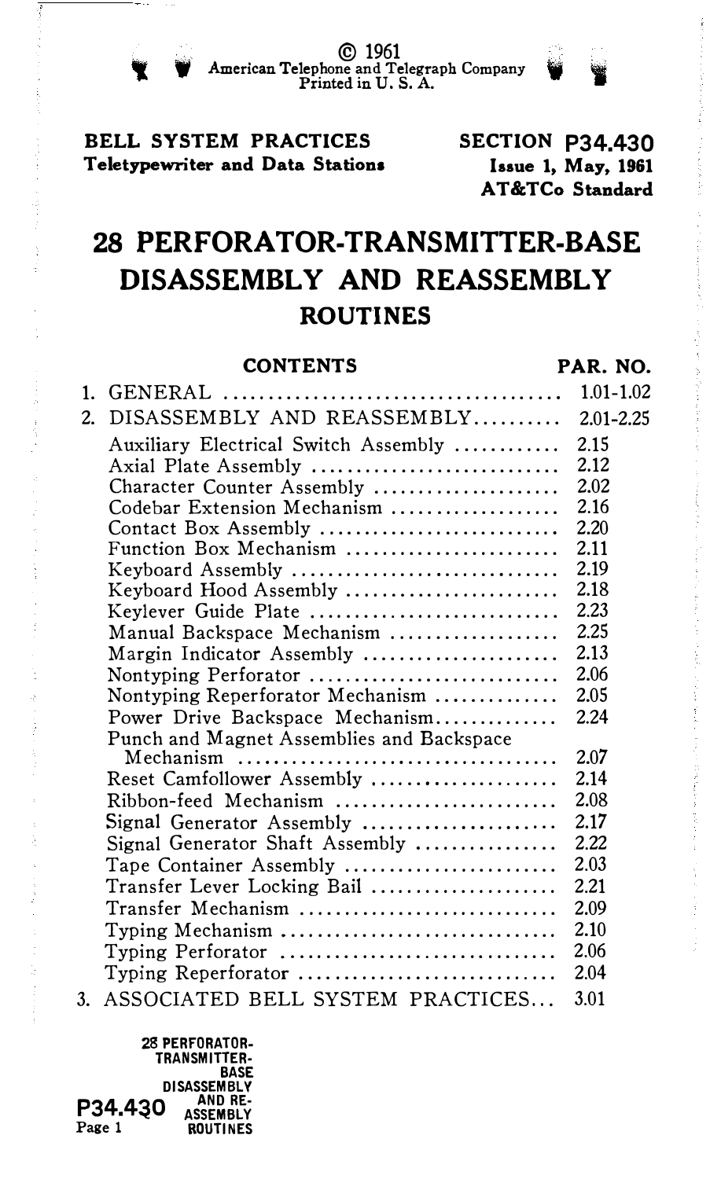© 1961
American Telephone and Telegraph Company
Printed in U. S. A.

**BELL SYSTEM PRACTICES**
**Teletypewriter and Data Stations**

**SECTION P34.430**
**Issue 1, May, 1961**
**AT&TCo Standard**

# 28 PERFORATOR-TRANSMITTER-BASE DISASSEMBLY AND REASSEMBLY ROUTINES

| CONTENTS | PAR. NO. |
|---|---|
| 1. GENERAL | 1.01-1.02 |
| 2. DISASSEMBLY AND REASSEMBLY | 2.01-2.25 |
| Auxiliary Electrical Switch Assembly | 2.15 |
| Axial Plate Assembly | 2.12 |
| Character Counter Assembly | 2.02 |
| Codebar Extension Mechanism | 2.16 |
| Contact Box Assembly | 2.20 |
| Function Box Mechanism | 2.11 |
| Keyboard Assembly | 2.19 |
| Keyboard Hood Assembly | 2.18 |
| Keylever Guide Plate | 2.23 |
| Manual Backspace Mechanism | 2.25 |
| Margin Indicator Assembly | 2.13 |
| Nontyping Perforator | 2.06 |
| Nontyping Reperforator Mechanism | 2.05 |
| Power Drive Backspace Mechanism | 2.24 |
| Punch and Magnet Assemblies and Backspace Mechanism | 2.07 |
| Reset Camfollower Assembly | 2.14 |
| Ribbon-feed Mechanism | 2.08 |
| Signal Generator Assembly | 2.17 |
| Signal Generator Shaft Assembly | 2.22 |
| Tape Container Assembly | 2.03 |
| Transfer Lever Locking Bail | 2.21 |
| Transfer Mechanism | 2.09 |
| Typing Mechanism | 2.10 |
| Typing Perforator | 2.06 |
| Typing Reperforator | 2.04 |
| 3. ASSOCIATED BELL SYSTEM PRACTICES | 3.01 |

28 PERFORATOR-TRANSMITTER-BASE DISASSEMBLY AND REASSEMBLY ROUTINES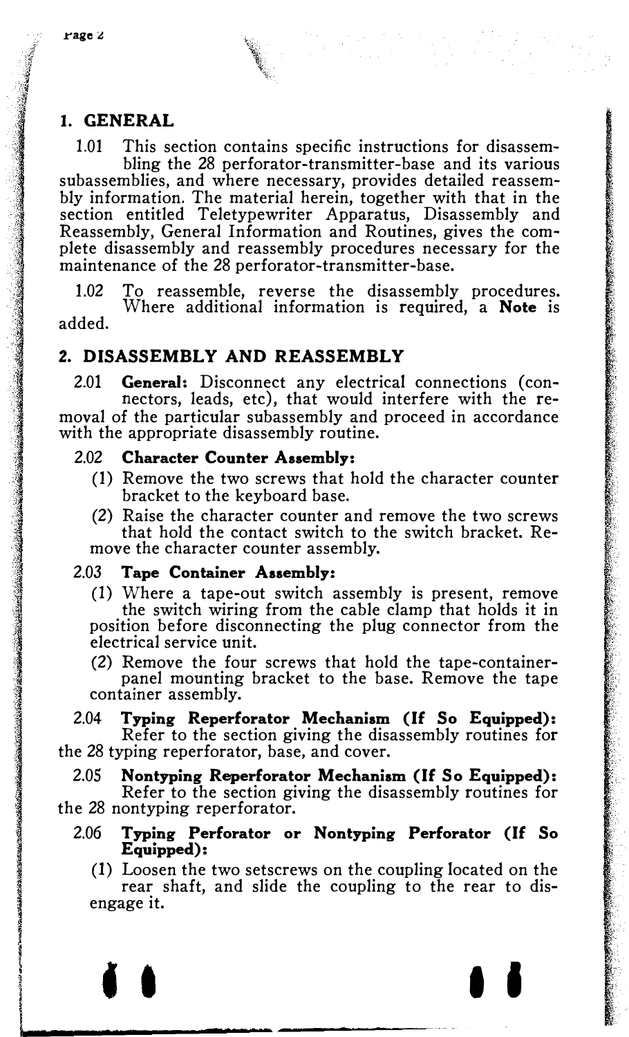## 1. GENERAL

1.01 This section contains specific instructions for disassembling the 28 perforator-transmitter-base and its various subassemblies, and where necessary, provides detailed reassembly information. The material herein, together with that in the section entitled Teletypewriter Apparatus, Disassembly and Reassembly, General Information and Routines, gives the complete disassembly and reassembly procedures necessary for the maintenance of the 28 perforator-transmitter-base.

1.02 To reassemble, reverse the disassembly procedures. Where additional information is required, a **Note** is added.

## 2. DISASSEMBLY AND REASSEMBLY

2.01 **General:** Disconnect any electrical connections (connectors, leads, etc), that would interfere with the removal of the particular subassembly and proceed in accordance with the appropriate disassembly routine.

2.02 **Character Counter Assembly:**

(1) Remove the two screws that hold the character counter bracket to the keyboard base.

(2) Raise the character counter and remove the two screws that hold the contact switch to the switch bracket. Remove the character counter assembly.

2.03 **Tape Container Assembly:**

(1) Where a tape-out switch assembly is present, remove the switch wiring from the cable clamp that holds it in position before disconnecting the plug connector from the electrical service unit.

(2) Remove the four screws that hold the tape-container-panel mounting bracket to the base. Remove the tape container assembly.

2.04 **Typing Reperforator Mechanism (If So Equipped):** Refer to the section giving the disassembly routines for the 28 typing reperforator, base, and cover.

2.05 **Nontyping Reperforator Mechanism (If So Equipped):** Refer to the section giving the disassembly routines for the 28 nontyping reperforator.

2.06 **Typing Perforator or Nontyping Perforator (If So Equipped):**

(1) Loosen the two setscrews on the coupling located on the rear shaft, and slide the coupling to the rear to disengage it.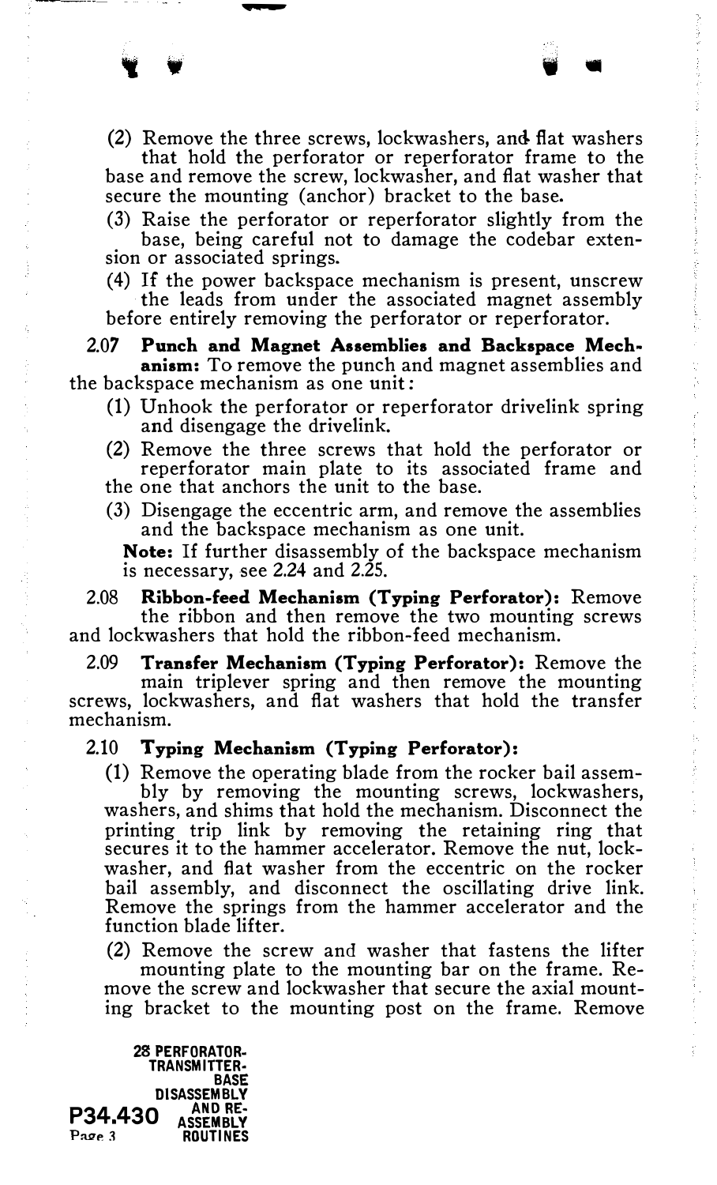(2) Remove the three screws, lockwashers, and flat washers that hold the perforator or reperforator frame to the base and remove the screw, lockwasher, and flat washer that secure the mounting (anchor) bracket to the base.

(3) Raise the perforator or reperforator slightly from the base, being careful not to damage the codebar extension or associated springs.

(4) If the power backspace mechanism is present, unscrew the leads from under the associated magnet assembly before entirely removing the perforator or reperforator.

2.07 **Punch and Magnet Assemblies and Backspace Mechanism:** To remove the punch and magnet assemblies and the backspace mechanism as one unit:

(1) Unhook the perforator or reperforator drivelink spring and disengage the drivelink.

(2) Remove the three screws that hold the perforator or reperforator main plate to its associated frame and the one that anchors the unit to the base.

(3) Disengage the eccentric arm, and remove the assemblies and the backspace mechanism as one unit.

**Note:** If further disassembly of the backspace mechanism is necessary, see 2.24 and 2.25.

2.08 **Ribbon-feed Mechanism (Typing Perforator):** Remove the ribbon and then remove the two mounting screws and lockwashers that hold the ribbon-feed mechanism.

2.09 **Transfer Mechanism (Typing Perforator):** Remove the main triplever spring and then remove the mounting screws, lockwashers, and flat washers that hold the transfer mechanism.

2.10 **Typing Mechanism (Typing Perforator):**

(1) Remove the operating blade from the rocker bail assembly by removing the mounting screws, lockwashers, washers, and shims that hold the mechanism. Disconnect the printing trip link by removing the retaining ring that secures it to the hammer accelerator. Remove the nut, lockwasher, and flat washer from the eccentric on the rocker bail assembly, and disconnect the oscillating drive link. Remove the springs from the hammer accelerator and the function blade lifter.

(2) Remove the screw and washer that fastens the lifter mounting plate to the mounting bar on the frame. Remove the screw and lockwasher that secure the axial mounting bracket to the mounting post on the frame. Remove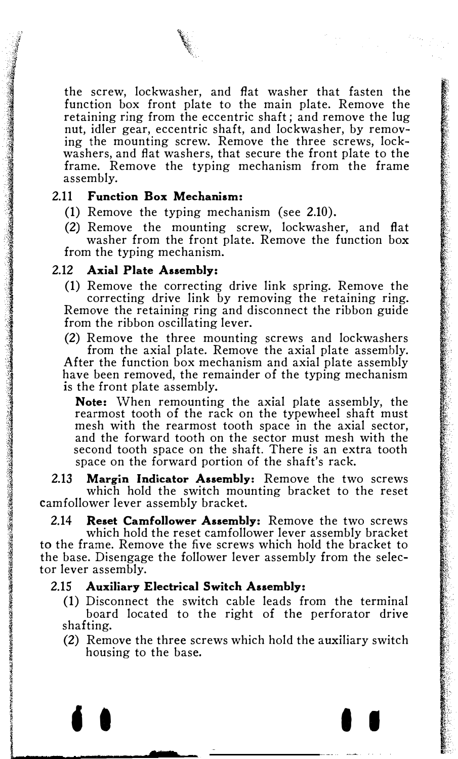the screw, lockwasher, and flat washer that fasten the function box front plate to the main plate. Remove the retaining ring from the eccentric shaft; and remove the lug nut, idler gear, eccentric shaft, and lockwasher, by removing the mounting screw. Remove the three screws, lockwashers, and flat washers, that secure the front plate to the frame. Remove the typing mechanism from the frame assembly.

2.11 **Function Box Mechanism:**

(1) Remove the typing mechanism (see 2.10).

(2) Remove the mounting screw, lockwasher, and flat washer from the front plate. Remove the function box from the typing mechanism.

2.12 **Axial Plate Assembly:**

(1) Remove the correcting drive link spring. Remove the correcting drive link by removing the retaining ring. Remove the retaining ring and disconnect the ribbon guide from the ribbon oscillating lever.

(2) Remove the three mounting screws and lockwashers from the axial plate. Remove the axial plate assembly. After the function box mechanism and axial plate assembly have been removed, the remainder of the typing mechanism is the front plate assembly.

**Note:** When remounting the axial plate assembly, the rearmost tooth of the rack on the typewheel shaft must mesh with the rearmost tooth space in the axial sector, and the forward tooth on the sector must mesh with the second tooth space on the shaft. There is an extra tooth space on the forward portion of the shaft's rack.

2.13 **Margin Indicator Assembly:** Remove the two screws which hold the switch mounting bracket to the reset camfollower lever assembly bracket.

2.14 **Reset Camfollower Assembly:** Remove the two screws which hold the reset camfollower lever assembly bracket to the frame. Remove the five screws which hold the bracket to the base. Disengage the follower lever assembly from the selector lever assembly.

2.15 **Auxiliary Electrical Switch Assembly:**

(1) Disconnect the switch cable leads from the terminal board located to the right of the perforator drive shafting.

(2) Remove the three screws which hold the auxiliary switch housing to the base.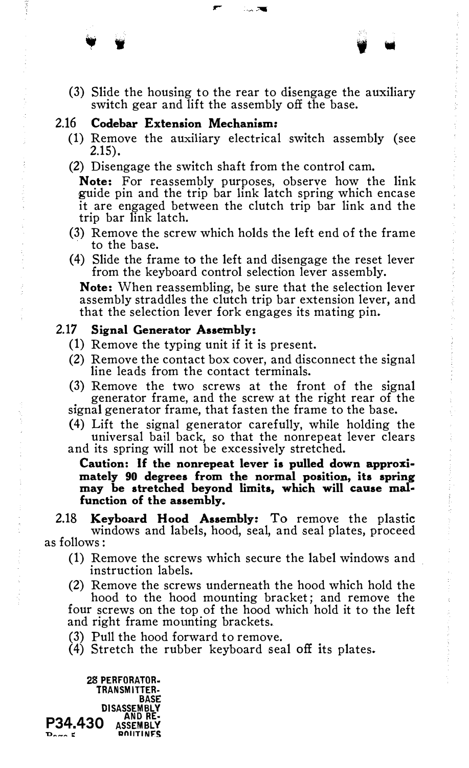(3) Slide the housing to the rear to disengage the auxiliary switch gear and lift the assembly off the base.

2.16 **Codebar Extension Mechanism:**

(1) Remove the auxiliary electrical switch assembly (see 2.15).

(2) Disengage the switch shaft from the control cam.

**Note:** For reassembly purposes, observe how the link guide pin and the trip bar link latch spring which encase it are engaged between the clutch trip bar link and the trip bar link latch.

(3) Remove the screw which holds the left end of the frame to the base.

(4) Slide the frame to the left and disengage the reset lever from the keyboard control selection lever assembly.

**Note:** When reassembling, be sure that the selection lever assembly straddles the clutch trip bar extension lever, and that the selection lever fork engages its mating pin.

2.17 **Signal Generator Assembly:**

(1) Remove the typing unit if it is present.

(2) Remove the contact box cover, and disconnect the signal line leads from the contact terminals.

(3) Remove the two screws at the front of the signal generator frame, and the screw at the right rear of the signal generator frame, that fasten the frame to the base.

(4) Lift the signal generator carefully, while holding the universal bail back, so that the nonrepeat lever clears and its spring will not be excessively stretched.

**Caution: If the nonrepeat lever is pulled down approximately 90 degrees from the normal position, its spring may be stretched beyond limits, which will cause malfunction of the assembly.**

2.18 **Keyboard Hood Assembly:** To remove the plastic windows and labels, hood, seal, and seal plates, proceed as follows:

(1) Remove the screws which secure the label windows and instruction labels.

(2) Remove the screws underneath the hood which hold the hood to the hood mounting bracket; and remove the four screws on the top of the hood which hold it to the left and right frame mounting brackets.

(3) Pull the hood forward to remove.

(4) Stretch the rubber keyboard seal off its plates.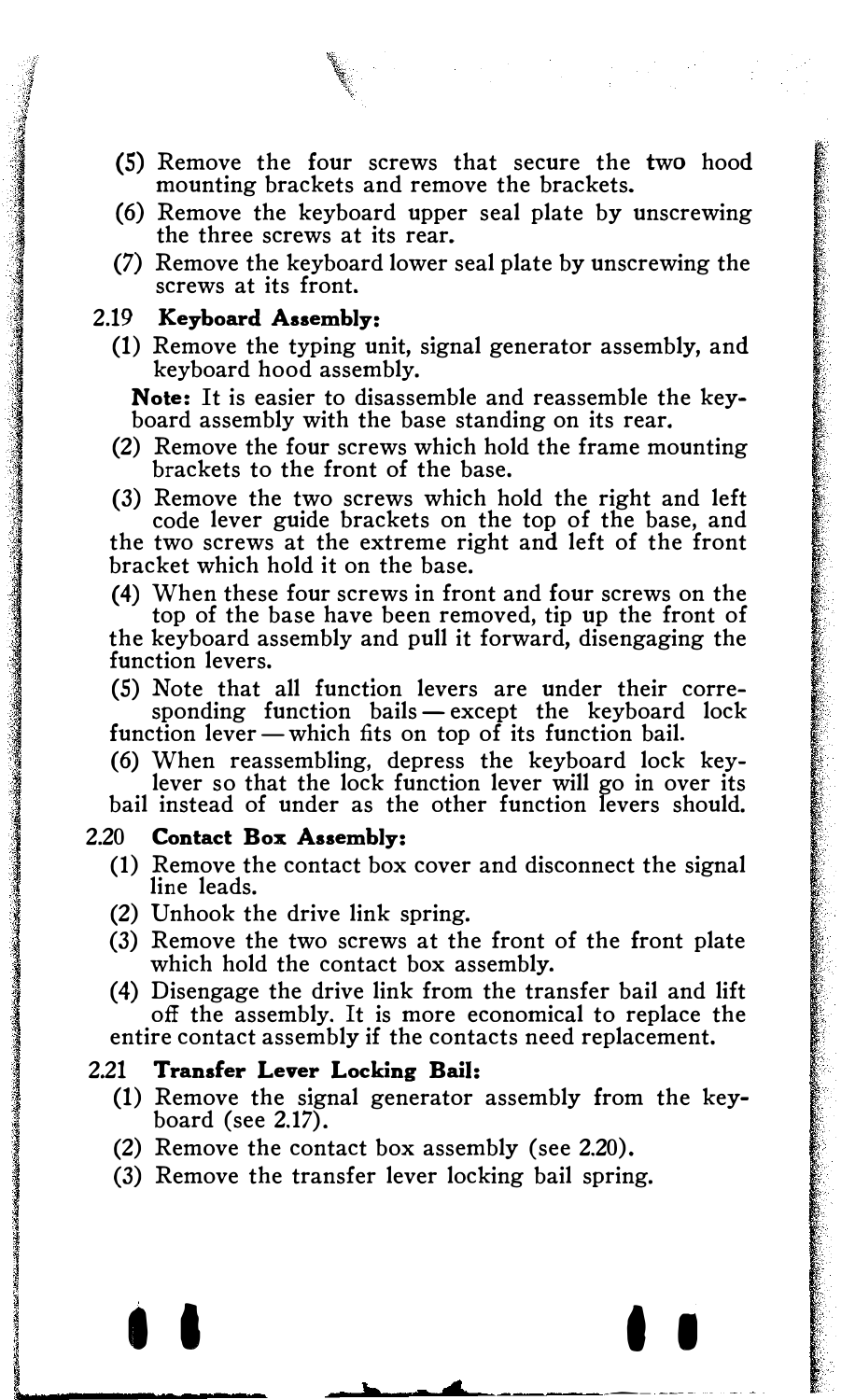(5) Remove the four screws that secure the two hood mounting brackets and remove the brackets.

(6) Remove the keyboard upper seal plate by unscrewing the three screws at its rear.

(7) Remove the keyboard lower seal plate by unscrewing the screws at its front.

2.19 **Keyboard Assembly:**

(1) Remove the typing unit, signal generator assembly, and keyboard hood assembly.

**Note:** It is easier to disassemble and reassemble the keyboard assembly with the base standing on its rear.

(2) Remove the four screws which hold the frame mounting brackets to the front of the base.

(3) Remove the two screws which hold the right and left code lever guide brackets on the top of the base, and the two screws at the extreme right and left of the front bracket which hold it on the base.

(4) When these four screws in front and four screws on the top of the base have been removed, tip up the front of the keyboard assembly and pull it forward, disengaging the function levers.

(5) Note that all function levers are under their corresponding function bails — except the keyboard lock function lever — which fits on top of its function bail.

(6) When reassembling, depress the keyboard lock keylever so that the lock function lever will go in over its bail instead of under as the other function levers should.

2.20 **Contact Box Assembly:**

(1) Remove the contact box cover and disconnect the signal line leads.

(2) Unhook the drive link spring.

(3) Remove the two screws at the front of the front plate which hold the contact box assembly.

(4) Disengage the drive link from the transfer bail and lift off the assembly. It is more economical to replace the entire contact assembly if the contacts need replacement.

2.21 **Transfer Lever Locking Bail:**

(1) Remove the signal generator assembly from the keyboard (see 2.17).

(2) Remove the contact box assembly (see 2.20).

(3) Remove the transfer lever locking bail spring.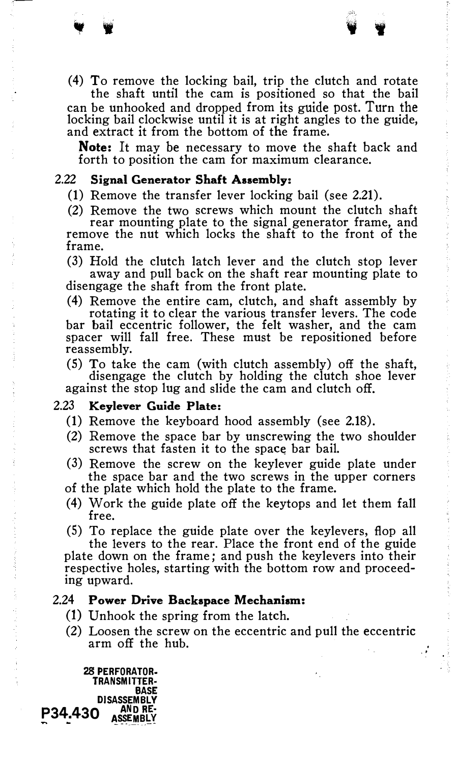(4) To remove the locking bail, trip the clutch and rotate the shaft until the cam is positioned so that the bail can be unhooked and dropped from its guide post. Turn the locking bail clockwise until it is at right angles to the guide, and extract it from the bottom of the frame.

**Note:** It may be necessary to move the shaft back and forth to position the cam for maximum clearance.

### 2.22 Signal Generator Shaft Assembly:

(1) Remove the transfer lever locking bail (see 2.21).

(2) Remove the two screws which mount the clutch shaft rear mounting plate to the signal generator frame, and remove the nut which locks the shaft to the front of the frame.

(3) Hold the clutch latch lever and the clutch stop lever away and pull back on the shaft rear mounting plate to disengage the shaft from the front plate.

(4) Remove the entire cam, clutch, and shaft assembly by rotating it to clear the various transfer levers. The code bar bail eccentric follower, the felt washer, and the cam spacer will fall free. These must be repositioned before reassembly.

(5) To take the cam (with clutch assembly) off the shaft, disengage the clutch by holding the clutch shoe lever against the stop lug and slide the cam and clutch off.

### 2.23 Keylever Guide Plate:

(1) Remove the keyboard hood assembly (see 2.18).

(2) Remove the space bar by unscrewing the two shoulder screws that fasten it to the space bar bail.

(3) Remove the screw on the keylever guide plate under the space bar and the two screws in the upper corners of the plate which hold the plate to the frame.

(4) Work the guide plate off the keytops and let them fall free.

(5) To replace the guide plate over the keylevers, flop all the levers to the rear. Place the front end of the guide plate down on the frame; and push the keylevers into their respective holes, starting with the bottom row and proceeding upward.

### 2.24 Power Drive Backspace Mechanism:

(1) Unhook the spring from the latch.

(2) Loosen the screw on the eccentric and pull the eccentric arm off the hub.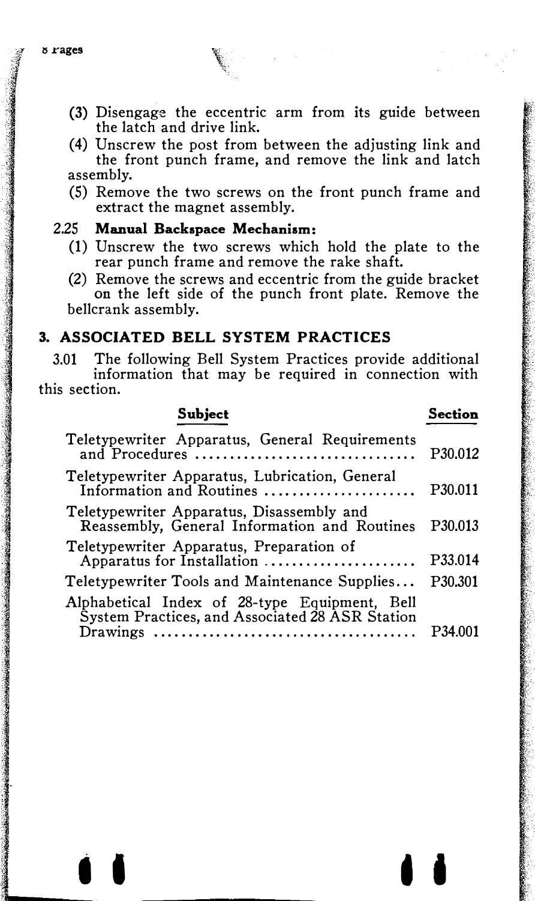(3) Disengage the eccentric arm from its guide between the latch and drive link.

(4) Unscrew the post from between the adjusting link and the front punch frame, and remove the link and latch assembly.

(5) Remove the two screws on the front punch frame and extract the magnet assembly.

2.25 **Manual Backspace Mechanism:**

(1) Unscrew the two screws which hold the plate to the rear punch frame and remove the rake shaft.

(2) Remove the screws and eccentric from the guide bracket on the left side of the punch front plate. Remove the bellcrank assembly.

## 3. ASSOCIATED BELL SYSTEM PRACTICES

3.01 The following Bell System Practices provide additional information that may be required in connection with this section.

| Subject | Section |
|---|---|
| Teletypewriter Apparatus, General Requirements and Procedures | P30.012 |
| Teletypewriter Apparatus, Lubrication, General Information and Routines | P30.011 |
| Teletypewriter Apparatus, Disassembly and Reassembly, General Information and Routines | P30.013 |
| Teletypewriter Apparatus, Preparation of Apparatus for Installation | P33.014 |
| Teletypewriter Tools and Maintenance Supplies | P30.301 |
| Alphabetical Index of 28-type Equipment, Bell System Practices, and Associated 28 ASR Station Drawings | P34.001 |